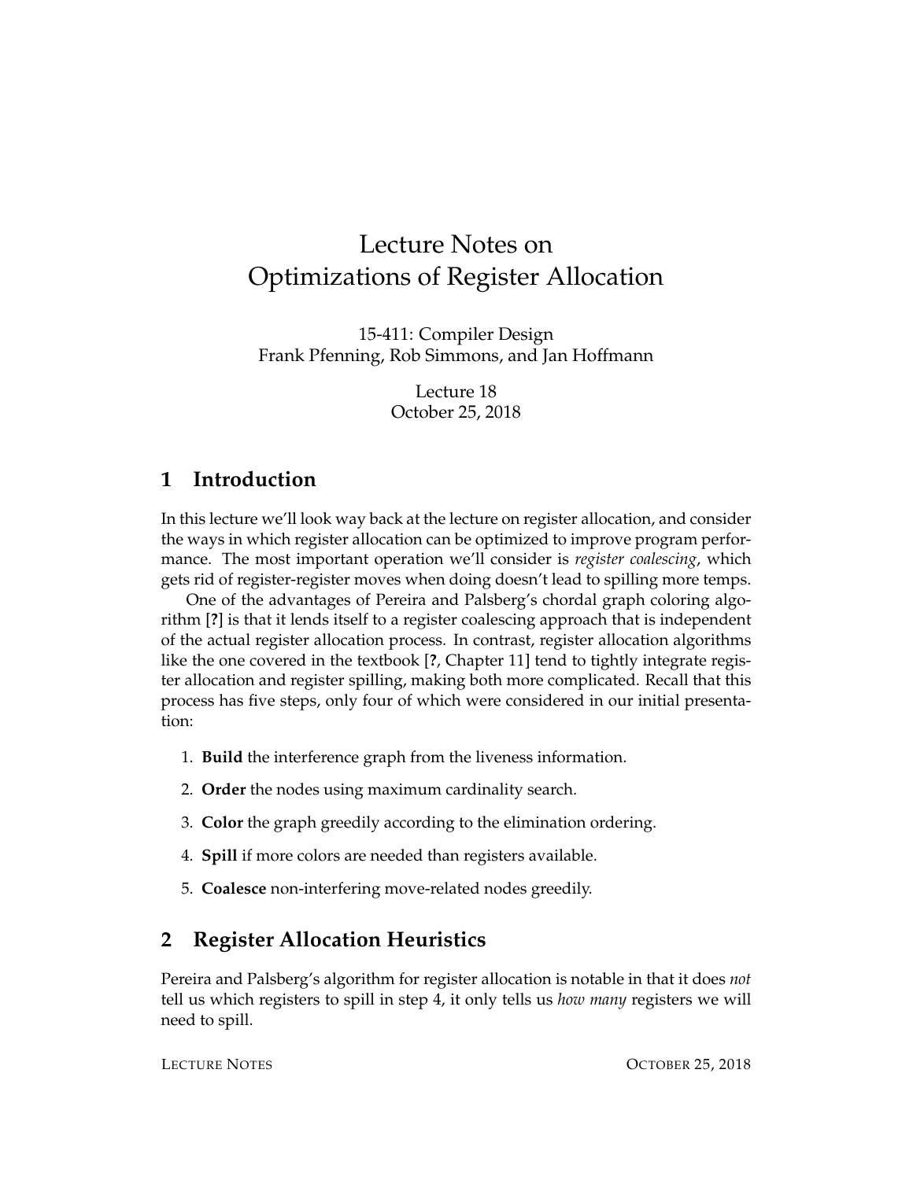# Lecture Notes on Optimizations of Register Allocation

15-411: Compiler Design
Frank Pfenning, Rob Simmons, and Jan Hoffmann

Lecture 18
October 25, 2018

## 1 Introduction

In this lecture we'll look way back at the lecture on register allocation, and consider the ways in which register allocation can be optimized to improve program performance. The most important operation we'll consider is *register coalescing*, which gets rid of register-register moves when doing doesn't lead to spilling more temps.

One of the advantages of Pereira and Palsberg's chordal graph coloring algorithm [**?**] is that it lends itself to a register coalescing approach that is independent of the actual register allocation process. In contrast, register allocation algorithms like the one covered in the textbook [**?**, Chapter 11] tend to tightly integrate register allocation and register spilling, making both more complicated. Recall that this process has five steps, only four of which were considered in our initial presentation:

1. **Build** the interference graph from the liveness information.
2. **Order** the nodes using maximum cardinality search.
3. **Color** the graph greedily according to the elimination ordering.
4. **Spill** if more colors are needed than registers available.
5. **Coalesce** non-interfering move-related nodes greedily.

## 2 Register Allocation Heuristics

Pereira and Palsberg's algorithm for register allocation is notable in that it does *not* tell us which registers to spill in step 4, it only tells us *how many* registers we will need to spill.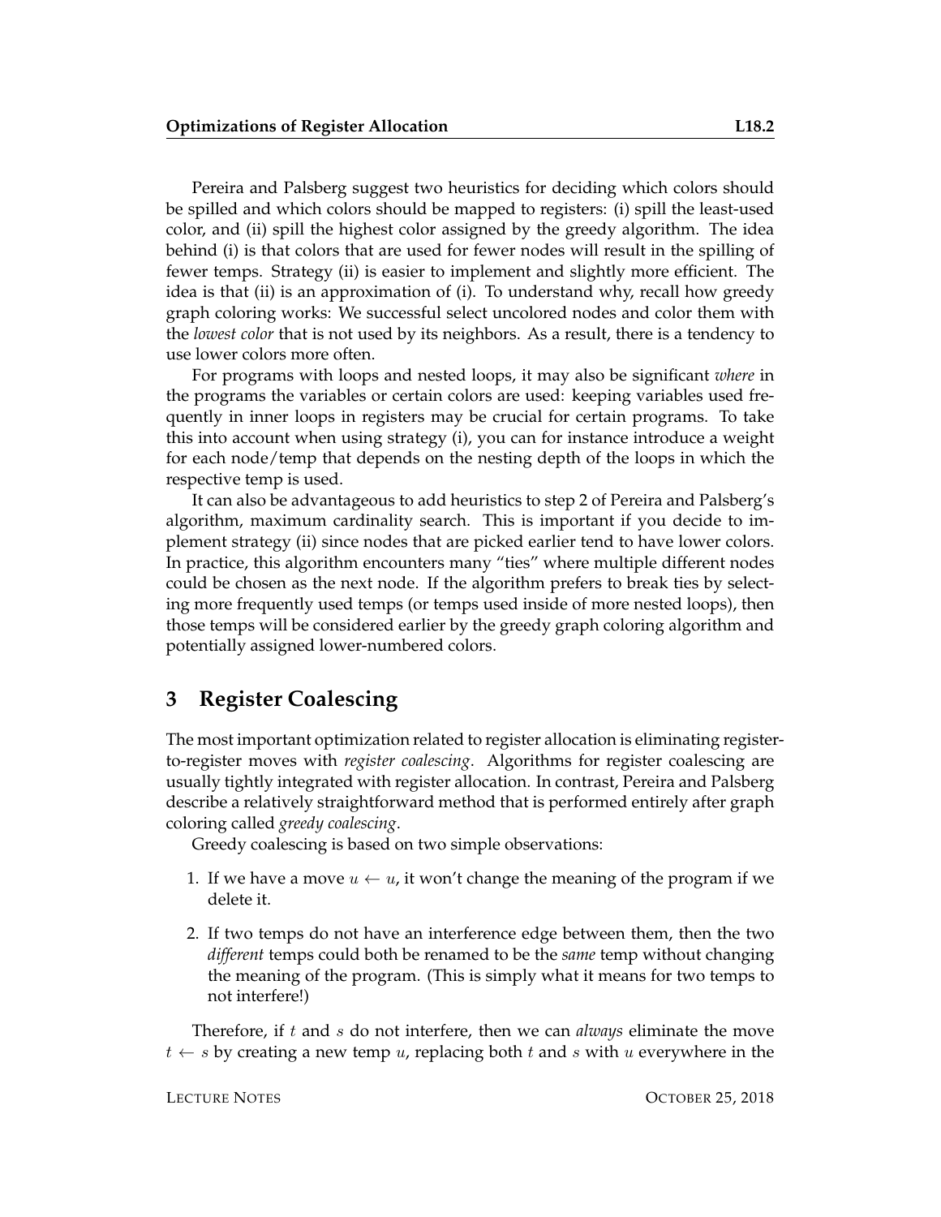Pereira and Palsberg suggest two heuristics for deciding which colors should be spilled and which colors should be mapped to registers: (i) spill the least-used color, and (ii) spill the highest color assigned by the greedy algorithm. The idea behind (i) is that colors that are used for fewer nodes will result in the spilling of fewer temps. Strategy (ii) is easier to implement and slightly more efficient. The idea is that (ii) is an approximation of (i). To understand why, recall how greedy graph coloring works: We successful select uncolored nodes and color them with the *lowest color* that is not used by its neighbors. As a result, there is a tendency to use lower colors more often.

For programs with loops and nested loops, it may also be significant *where* in the programs the variables or certain colors are used: keeping variables used frequently in inner loops in registers may be crucial for certain programs. To take this into account when using strategy (i), you can for instance introduce a weight for each node/temp that depends on the nesting depth of the loops in which the respective temp is used.

It can also be advantageous to add heuristics to step 2 of Pereira and Palsberg's algorithm, maximum cardinality search. This is important if you decide to implement strategy (ii) since nodes that are picked earlier tend to have lower colors. In practice, this algorithm encounters many "ties" where multiple different nodes could be chosen as the next node. If the algorithm prefers to break ties by selecting more frequently used temps (or temps used inside of more nested loops), then those temps will be considered earlier by the greedy graph coloring algorithm and potentially assigned lower-numbered colors.

## 3 Register Coalescing

The most important optimization related to register allocation is eliminating register-to-register moves with *register coalescing*. Algorithms for register coalescing are usually tightly integrated with register allocation. In contrast, Pereira and Palsberg describe a relatively straightforward method that is performed entirely after graph coloring called *greedy coalescing*.

Greedy coalescing is based on two simple observations:

1. If we have a move $u \leftarrow u$, it won't change the meaning of the program if we delete it.
2. If two temps do not have an interference edge between them, then the two *different* temps could both be renamed to be the *same* temp without changing the meaning of the program. (This is simply what it means for two temps to not interfere!)

Therefore, if $t$ and $s$ do not interfere, then we can *always* eliminate the move $t \leftarrow s$ by creating a new temp $u$, replacing both $t$ and $s$ with $u$ everywhere in the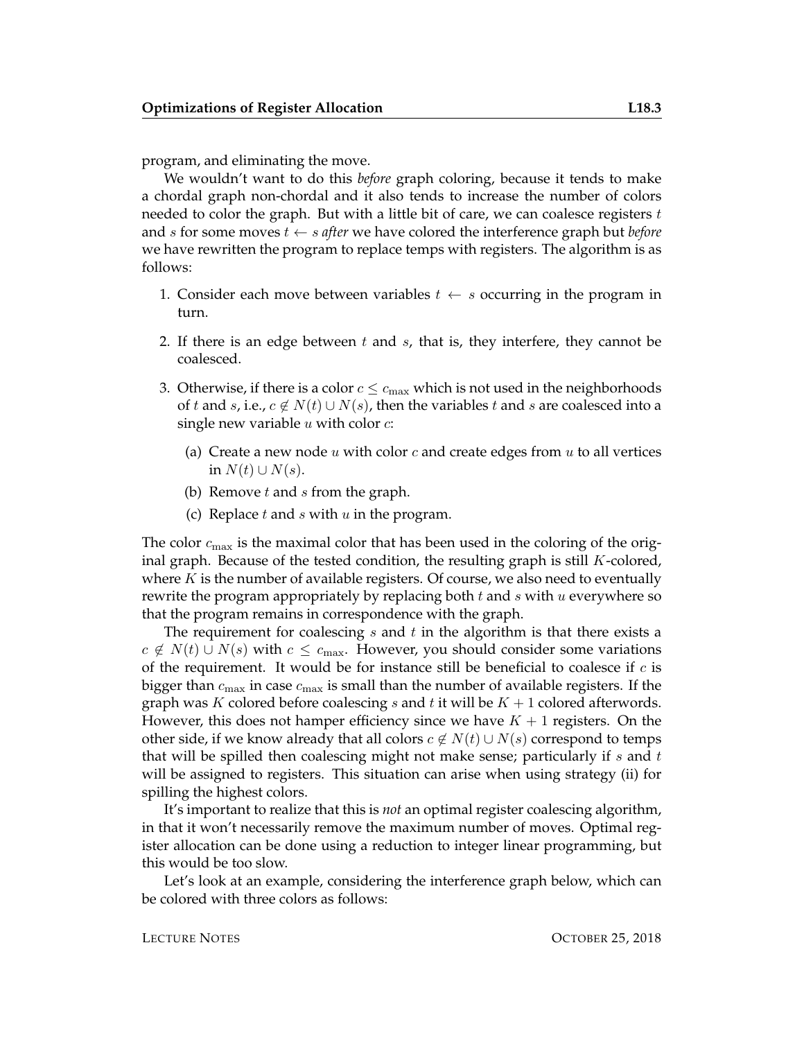program, and eliminating the move.

We wouldn't want to do this *before* graph coloring, because it tends to make a chordal graph non-chordal and it also tends to increase the number of colors needed to color the graph. But with a little bit of care, we can coalesce registers $t$ and $s$ for some moves $t \leftarrow s$ *after* we have colored the interference graph but *before* we have rewritten the program to replace temps with registers. The algorithm is as follows:

1. Consider each move between variables $t \leftarrow s$ occurring in the program in turn.
2. If there is an edge between $t$ and $s$, that is, they interfere, they cannot be coalesced.
3. Otherwise, if there is a color $c \leq c_{\max}$ which is not used in the neighborhoods of $t$ and $s$, i.e., $c \notin N(t) \cup N(s)$, then the variables $t$ and $s$ are coalesced into a single new variable $u$ with color $c$:
   (a) Create a new node $u$ with color $c$ and create edges from $u$ to all vertices in $N(t) \cup N(s)$.
   (b) Remove $t$ and $s$ from the graph.
   (c) Replace $t$ and $s$ with $u$ in the program.

The color $c_{\max}$ is the maximal color that has been used in the coloring of the original graph. Because of the tested condition, the resulting graph is still $K$-colored, where $K$ is the number of available registers. Of course, we also need to eventually rewrite the program appropriately by replacing both $t$ and $s$ with $u$ everywhere so that the program remains in correspondence with the graph.

The requirement for coalescing $s$ and $t$ in the algorithm is that there exists a $c \notin N(t) \cup N(s)$ with $c \leq c_{\max}$. However, you should consider some variations of the requirement. It would be for instance still be beneficial to coalesce if $c$ is bigger than $c_{\max}$ in case $c_{\max}$ is small than the number of available registers. If the graph was $K$ colored before coalescing $s$ and $t$ it will be $K + 1$ colored afterwords. However, this does not hamper efficiency since we have $K + 1$ registers. On the other side, if we know already that all colors $c \notin N(t) \cup N(s)$ correspond to temps that will be spilled then coalescing might not make sense; particularly if $s$ and $t$ will be assigned to registers. This situation can arise when using strategy (ii) for spilling the highest colors.

It's important to realize that this is *not* an optimal register coalescing algorithm, in that it won't necessarily remove the maximum number of moves. Optimal register allocation can be done using a reduction to integer linear programming, but this would be too slow.

Let's look at an example, considering the interference graph below, which can be colored with three colors as follows: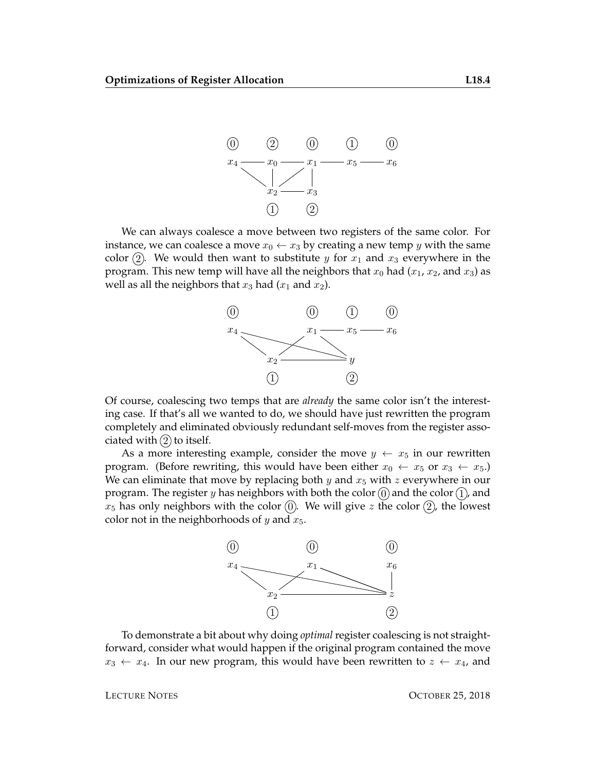We can always coalesce a move between two registers of the same color. For instance, we can coalesce a move $x_0 \leftarrow x_3$ by creating a new temp $y$ with the same color ②. We would then want to substitute $y$ for $x_1$ and $x_3$ everywhere in the program. This new temp will have all the neighbors that $x_0$ had ($x_1$, $x_2$, and $x_3$) as well as all the neighbors that $x_3$ had ($x_1$ and $x_2$).

Of course, coalescing two temps that are *already* the same color isn't the interesting case. If that's all we wanted to do, we should have just rewritten the program completely and eliminated obviously redundant self-moves from the register associated with ② to itself.

As a more interesting example, consider the move $y \leftarrow x_5$ in our rewritten program. (Before rewriting, this would have been either $x_0 \leftarrow x_5$ or $x_3 \leftarrow x_5$.) We can eliminate that move by replacing both $y$ and $x_5$ with $z$ everywhere in our program. The register $y$ has neighbors with both the color ⓪ and the color ①, and $x_5$ has only neighbors with the color ⓪. We will give $z$ the color ②, the lowest color not in the neighborhoods of $y$ and $x_5$.

To demonstrate a bit about why doing *optimal* register coalescing is not straightforward, consider what would happen if the original program contained the move $x_3 \leftarrow x_4$. In our new program, this would have been rewritten to $z \leftarrow x_4$, and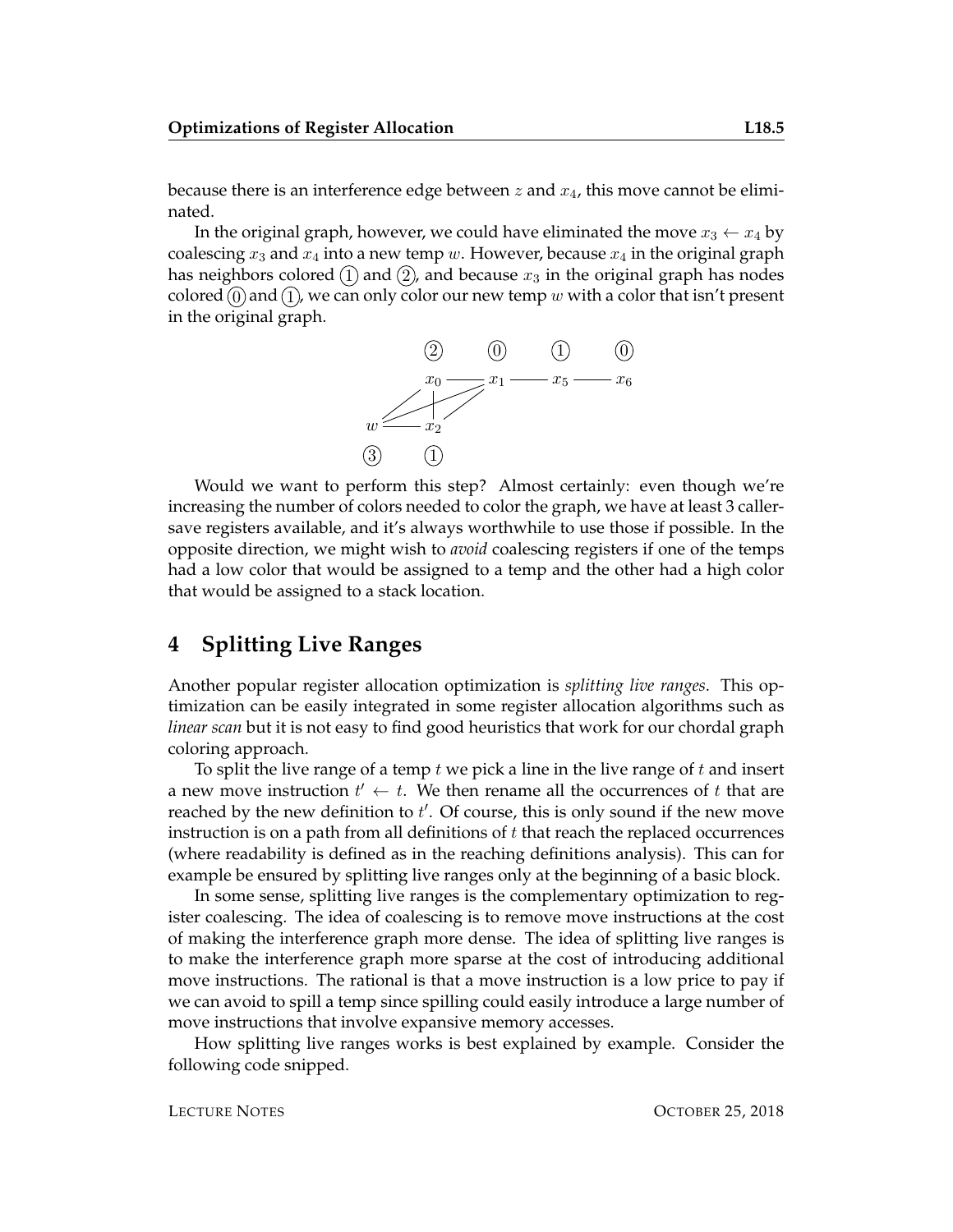because there is an interference edge between $z$ and $x_4$, this move cannot be eliminated.

In the original graph, however, we could have eliminated the move $x_3 \leftarrow x_4$ by coalescing $x_3$ and $x_4$ into a new temp $w$. However, because $x_4$ in the original graph has neighbors colored (1) and (2), and because $x_3$ in the original graph has nodes colored (0) and (1), we can only color our new temp $w$ with a color that isn't present in the original graph.

Would we want to perform this step? Almost certainly: even though we're increasing the number of colors needed to color the graph, we have at least 3 caller-save registers available, and it's always worthwhile to use those if possible. In the opposite direction, we might wish to *avoid* coalescing registers if one of the temps had a low color that would be assigned to a temp and the other had a high color that would be assigned to a stack location.

## 4 Splitting Live Ranges

Another popular register allocation optimization is *splitting live ranges*. This optimization can be easily integrated in some register allocation algorithms such as *linear scan* but it is not easy to find good heuristics that work for our chordal graph coloring approach.

To split the live range of a temp $t$ we pick a line in the live range of $t$ and insert a new move instruction $t' \leftarrow t$. We then rename all the occurrences of $t$ that are reached by the new definition to $t'$. Of course, this is only sound if the new move instruction is on a path from all definitions of $t$ that reach the replaced occurrences (where readability is defined as in the reaching definitions analysis). This can for example be ensured by splitting live ranges only at the beginning of a basic block.

In some sense, splitting live ranges is the complementary optimization to register coalescing. The idea of coalescing is to remove move instructions at the cost of making the interference graph more dense. The idea of splitting live ranges is to make the interference graph more sparse at the cost of introducing additional move instructions. The rational is that a move instruction is a low price to pay if we can avoid to spill a temp since spilling could easily introduce a large number of move instructions that involve expansive memory accesses.

How splitting live ranges works is best explained by example. Consider the following code snipped.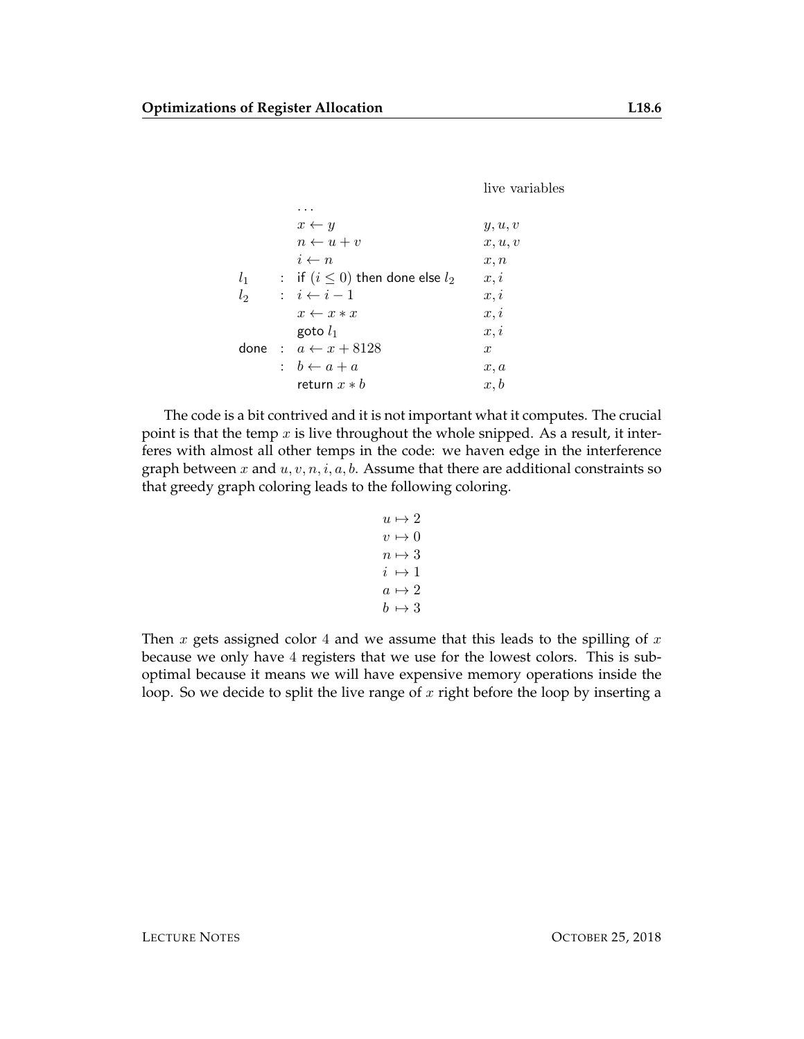| | | | live variables |
|---|---|---|---|
| | | ... | |
| | | $x \leftarrow y$ | $y, u, v$ |
| | | $n \leftarrow u + v$ | $x, u, v$ |
| | | $i \leftarrow n$ | $x, n$ |
| $l_1$ | : | if $(i \leq 0)$ then done else $l_2$ | $x, i$ |
| $l_2$ | : | $i \leftarrow i - 1$ | $x, i$ |
| | | $x \leftarrow x * x$ | $x, i$ |
| | | goto $l_1$ | $x, i$ |
| done | : | $a \leftarrow x + 8128$ | $x$ |
| | : | $b \leftarrow a + a$ | $x, a$ |
| | | return $x * b$ | $x, b$ |

The code is a bit contrived and it is not important what it computes. The crucial point is that the temp $x$ is live throughout the whole snipped. As a result, it interferes with almost all other temps in the code: we haven edge in the interference graph between $x$ and $u, v, n, i, a, b$. Assume that there are additional constraints so that greedy graph coloring leads to the following coloring.

$$
\begin{aligned}
u &\mapsto 2 \\
v &\mapsto 0 \\
n &\mapsto 3 \\
i &\mapsto 1 \\
a &\mapsto 2 \\
b &\mapsto 3
\end{aligned}
$$

Then $x$ gets assigned color $4$ and we assume that this leads to the spilling of $x$ because we only have $4$ registers that we use for the lowest colors. This is suboptimal because it means we will have expensive memory operations inside the loop. So we decide to split the live range of $x$ right before the loop by inserting a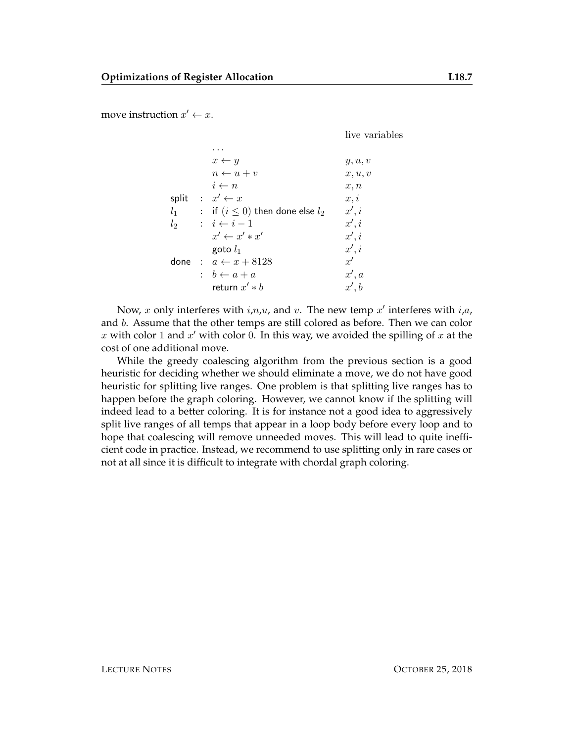move instruction $x' \leftarrow x$.

| | | | live variables |
|---|---|---|---|
| | | ... | |
| | | $x \leftarrow y$ | $y, u, v$ |
| | | $n \leftarrow u + v$ | $x, u, v$ |
| | | $i \leftarrow n$ | $x, n$ |
| split | : | $x' \leftarrow x$ | $x, i$ |
| $l_1$ | : | if $(i \leq 0)$ then done else $l_2$ | $x', i$ |
| $l_2$ | : | $i \leftarrow i - 1$ | $x', i$ |
| | | $x' \leftarrow x' * x'$ | $x', i$ |
| | | goto $l_1$ | $x', i$ |
| done | : | $a \leftarrow x + 8128$ | $x'$ |
| | : | $b \leftarrow a + a$ | $x', a$ |
| | | return $x' * b$ | $x', b$ |

Now, $x$ only interferes with $i$,$n$,$u$, and $v$. The new temp $x'$ interferes with $i$,$a$, and $b$. Assume that the other temps are still colored as before. Then we can color $x$ with color 1 and $x'$ with color 0. In this way, we avoided the spilling of $x$ at the cost of one additional move.

While the greedy coalescing algorithm from the previous section is a good heuristic for deciding whether we should eliminate a move, we do not have good heuristic for splitting live ranges. One problem is that splitting live ranges has to happen before the graph coloring. However, we cannot know if the splitting will indeed lead to a better coloring. It is for instance not a good idea to aggressively split live ranges of all temps that appear in a loop body before every loop and to hope that coalescing will remove unneeded moves. This will lead to quite inefficient code in practice. Instead, we recommend to use splitting only in rare cases or not at all since it is difficult to integrate with chordal graph coloring.